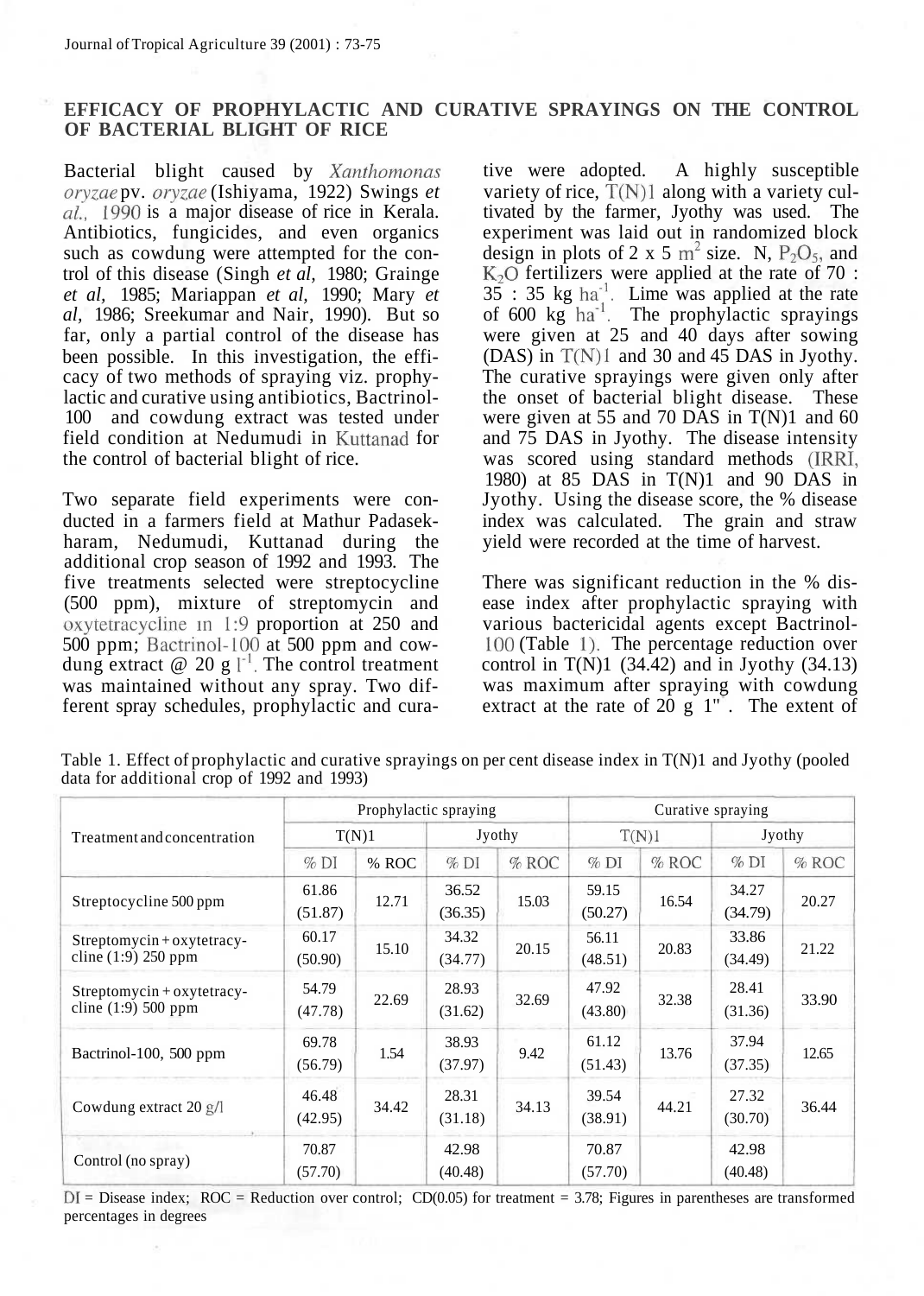# EFFICACY OF PROPHYLACTIC AND CURATIVE SPRAYINGS ON THE CONTROL OF BACTERIAL BLIGHT OF RICE

Bacterial blight caused by *Xanthomonas oryzae* pv. *oryzae* (Ishiyama, 1922) Swings *et al.,* 1990 is a major disease of rice in Kerala. Antibiotics, fungicides, and even organics such as cowdung were attempted for the control of this disease (Singh *et al,* 1980; Grainge *et al,* 1985; Mariappan *et al,* 1990; Mary *et al,* 1986; Sreekumar and Nair, 1990). But so far, only a partial control of the disease has been possible. In this investigation, the efficacy of two methods of spraying viz. prophylactic and curative using antibiotics, Bactrinol-100 and cowdung extract was tested under field condition at Nedumudi in Kuttanad for the control of bacterial blight of rice.

Two separate field experiments were conducted in a farmers field at Mathur Padasekharam, Nedumudi, Kuttanad during the additional crop season of 1992 and 1993. The five treatments selected were streptocycline (500 ppm), mixture of streptomycin and oxytetracycline in 1:9 proportion at 250 and 500 ppm; Bactrinol-100 at 500 ppm and cowdung extract @ 20 g $l^{-1}$. The control treatment was maintained without any spray. Two different spray schedules, prophylactic and curative were adopted. A highly susceptible variety of rice, T(N)1 along with a variety cultivated by the farmer, Jyothy was used. The experiment was laid out in randomized block design in plots of 2 x 5 $m^2$ size. N, $P_2O_5$, and $K_2O$ fertilizers were applied at the rate of 70 : 35 : 35 kg $ha^{-1}$. Lime was applied at the rate of 600 kg $ha^{-1}$. The prophylactic sprayings were given at 25 and 40 days after sowing (DAS) in T(N)1 and 30 and 45 DAS in Jyothy. The curative sprayings were given only after the onset of bacterial blight disease. These were given at 55 and 70 DAS in T(N)1 and 60 and 75 DAS in Jyothy. The disease intensity was scored using standard methods (IRRI, 1980) at 85 DAS in T(N)1 and 90 DAS in Jyothy. Using the disease score, the % disease index was calculated. The grain and straw yield were recorded at the time of harvest.

There was significant reduction in the % disease index after prophylactic spraying with various bactericidal agents except Bactrinol-100 (Table 1). The percentage reduction over control in T(N)1 (34.42) and in Jyothy (34.13) was maximum after spraying with cowdung extract at the rate of 20 g 1" . The extent of

Table 1. Effect of prophylactic and curative sprayings on per cent disease index in T(N)1 and Jyothy (pooled data for additional crop of 1992 and 1993)

| Treatment and concentration | Prophylactic spraying | | | | Curative spraying | | | |
|---|---|---|---|---|---|---|---|---|
| | T(N)1 | | Jyothy | | T(N)1 | | Jyothy | |
| | % DI | % ROC | % DI | % ROC | % DI | % ROC | % DI | % ROC |
| Streptocycline 500 ppm | 61.86 (51.87) | 12.71 | 36.52 (36.35) | 15.03 | 59.15 (50.27) | 16.54 | 34.27 (34.79) | 20.27 |
| Streptomycin + oxytetracycline (1:9) 250 ppm | 60.17 (50.90) | 15.10 | 34.32 (34.77) | 20.15 | 56.11 (48.51) | 20.83 | 33.86 (34.49) | 21.22 |
| Streptomycin + oxytetracycline (1:9) 500 ppm | 54.79 (47.78) | 22.69 | 28.93 (31.62) | 32.69 | 47.92 (43.80) | 32.38 | 28.41 (31.36) | 33.90 |
| Bactrinol-100, 500 ppm | 69.78 (56.79) | 1.54 | 38.93 (37.97) | 9.42 | 61.12 (51.43) | 13.76 | 37.94 (37.35) | 12.65 |
| Cowdung extract 20 g/l | 46.48 (42.95) | 34.42 | 28.31 (31.18) | 34.13 | 39.54 (38.91) | 44.21 | 27.32 (30.70) | 36.44 |
| Control (no spray) | 70.87 (57.70) | | 42.98 (40.48) | | 70.87 (57.70) | | 42.98 (40.48) | |

DI = Disease index; ROC = Reduction over control; CD(0.05) for treatment = 3.78; Figures in parentheses are transformed percentages in degrees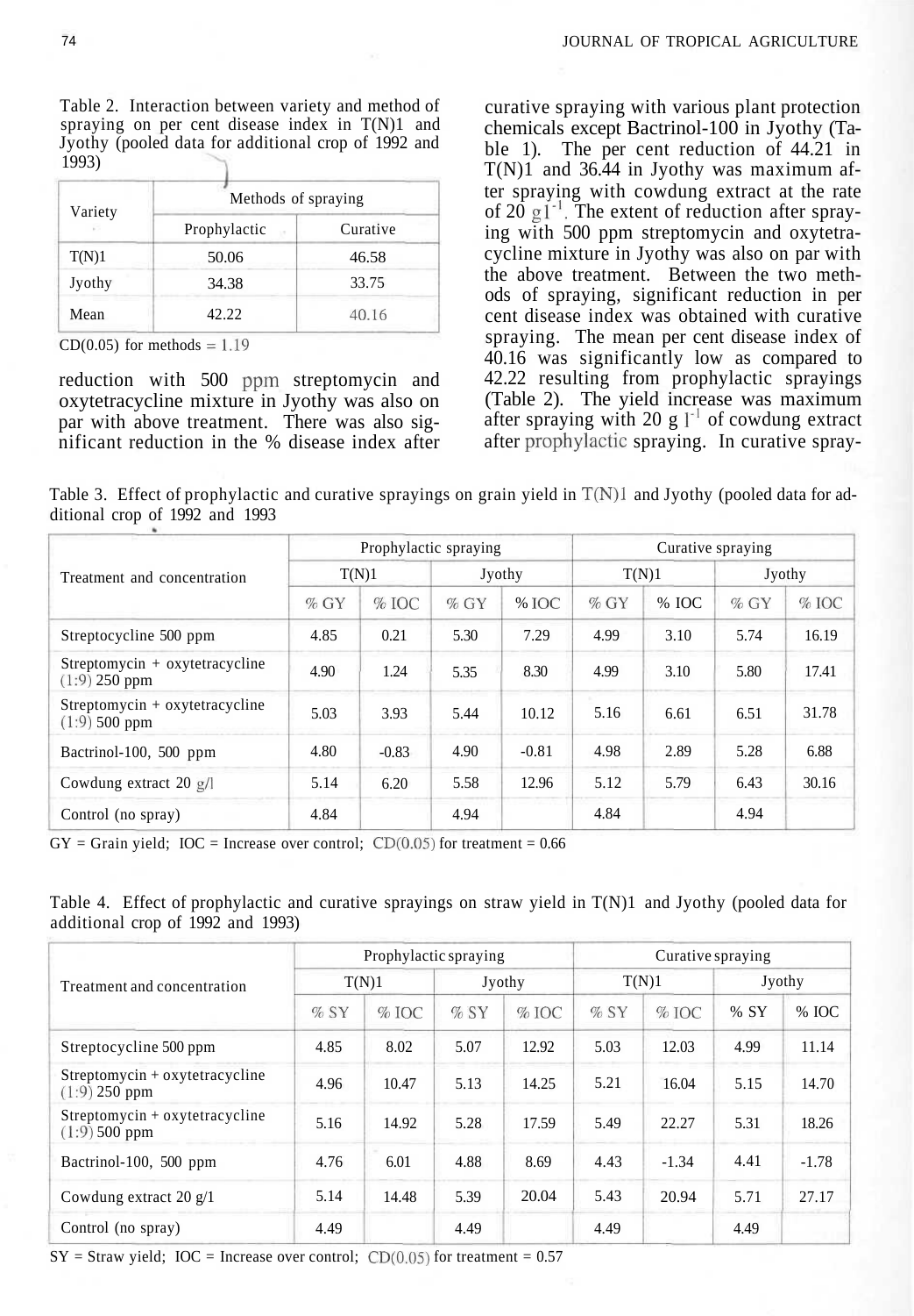Table 2. Interaction between variety and method of spraying on per cent disease index in T(N)1 and Jyothy (pooled data for additional crop of 1992 and 1993)

| Variety | Methods of spraying | |
|---|---|---|
| | Prophylactic | Curative |
| T(N)1 | 50.06 | 46.58 |
| Jyothy | 34.38 | 33.75 |
| Mean | 42.22 | 40.16 |

CD(0.05) for methods = 1.19

reduction with 500 ppm streptomycin and oxytetracycline mixture in Jyothy was also on par with above treatment. There was also significant reduction in the % disease index after curative spraying with various plant protection chemicals except Bactrinol-100 in Jyothy (Table 1). The per cent reduction of 44.21 in T(N)1 and 36.44 in Jyothy was maximum after spraying with cowdung extract at the rate of 20 $g\,l^{-1}$. The extent of reduction after spraying with 500 ppm streptomycin and oxytetracycline mixture in Jyothy was also on par with the above treatment. Between the two methods of spraying, significant reduction in per cent disease index was obtained with curative spraying. The mean per cent disease index of 40.16 was significantly low as compared to 42.22 resulting from prophylactic sprayings (Table 2). The yield increase was maximum after spraying with 20 $g\,l^{-1}$ of cowdung extract after prophylactic spraying. In curative spray-

Table 3. Effect of prophylactic and curative sprayings on grain yield in T(N)1 and Jyothy (pooled data for additional crop of 1992 and 1993

| Treatment and concentration | Prophylactic spraying | | | | Curative spraying | | | |
|---|---|---|---|---|---|---|---|---|
| | T(N)1 | | Jyothy | | T(N)1 | | Jyothy | |
| | % GY | % IOC | % GY | % IOC | % GY | % IOC | % GY | % IOC |
| Streptocycline 500 ppm | 4.85 | 0.21 | 5.30 | 7.29 | 4.99 | 3.10 | 5.74 | 16.19 |
| Streptomycin + oxytetracycline (1:9) 250 ppm | 4.90 | 1.24 | 5.35 | 8.30 | 4.99 | 3.10 | 5.80 | 17.41 |
| Streptomycin + oxytetracycline (1:9) 500 ppm | 5.03 | 3.93 | 5.44 | 10.12 | 5.16 | 6.61 | 6.51 | 31.78 |
| Bactrinol-100, 500 ppm | 4.80 | -0.83 | 4.90 | -0.81 | 4.98 | 2.89 | 5.28 | 6.88 |
| Cowdung extract 20 g/l | 5.14 | 6.20 | 5.58 | 12.96 | 5.12 | 5.79 | 6.43 | 30.16 |
| Control (no spray) | 4.84 | | 4.94 | | 4.84 | | 4.94 | |

GY = Grain yield; IOC = Increase over control; CD(0.05) for treatment = 0.66

Table 4. Effect of prophylactic and curative sprayings on straw yield in T(N)1 and Jyothy (pooled data for additional crop of 1992 and 1993)

| Treatment and concentration | Prophylactic spraying | | | | Curative spraying | | | |
|---|---|---|---|---|---|---|---|---|
| | T(N)1 | | Jyothy | | T(N)1 | | Jyothy | |
| | % SY | % IOC | % SY | % IOC | % SY | % IOC | % SY | % IOC |
| Streptocycline 500 ppm | 4.85 | 8.02 | 5.07 | 12.92 | 5.03 | 12.03 | 4.99 | 11.14 |
| Streptomycin + oxytetracycline (1:9) 250 ppm | 4.96 | 10.47 | 5.13 | 14.25 | 5.21 | 16.04 | 5.15 | 14.70 |
| Streptomycin + oxytetracycline (1:9) 500 ppm | 5.16 | 14.92 | 5.28 | 17.59 | 5.49 | 22.27 | 5.31 | 18.26 |
| Bactrinol-100, 500 ppm | 4.76 | 6.01 | 4.88 | 8.69 | 4.43 | -1.34 | 4.41 | -1.78 |
| Cowdung extract 20 g/1 | 5.14 | 14.48 | 5.39 | 20.04 | 5.43 | 20.94 | 5.71 | 27.17 |
| Control (no spray) | 4.49 | | 4.49 | | 4.49 | | 4.49 | |

SY = Straw yield; IOC = Increase over control; CD(0.05) for treatment = 0.57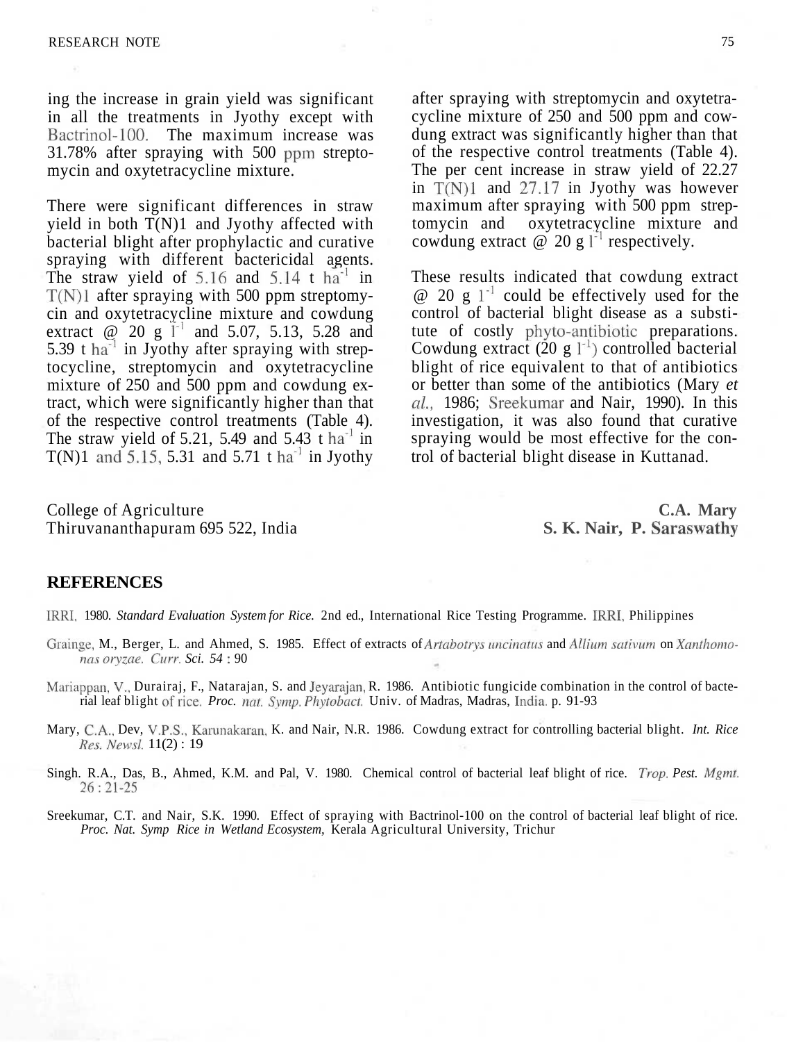ing the increase in grain yield was significant in all the treatments in Jyothy except with Bactrinol-100. The maximum increase was 31.78% after spraying with 500 ppm streptomycin and oxytetracycline mixture.

There were significant differences in straw yield in both T(N)1 and Jyothy affected with bacterial blight after prophylactic and curative spraying with different bactericidal agents. The straw yield of 5.16 and 5.14 t $ha^{-1}$ in T(N)1 after spraying with 500 ppm streptomycin and oxytetracycline mixture and cowdung extract @ 20 g $l^{-1}$ and 5.07, 5.13, 5.28 and 5.39 t $ha^{-1}$ in Jyothy after spraying with streptocycline, streptomycin and oxytetracycline mixture of 250 and 500 ppm and cowdung extract, which were significantly higher than that of the respective control treatments (Table 4). The straw yield of 5.21, 5.49 and 5.43 t $ha^{-1}$ in T(N)1 and 5.15, 5.31 and 5.71 t $ha^{-1}$ in Jyothy after spraying with streptomycin and oxytetracycline mixture of 250 and 500 ppm and cowdung extract was significantly higher than that of the respective control treatments (Table 4). The per cent increase in straw yield of 22.27 in T(N)1 and 27.17 in Jyothy was however maximum after spraying with 500 ppm streptomycin and oxytetracycline mixture and cowdung extract @ 20 g $l^{-1}$ respectively.

These results indicated that cowdung extract @ 20 g $l^{-1}$ could be effectively used for the control of bacterial blight disease as a substitute of costly phyto-antibiotic preparations. Cowdung extract (20 g $l^{-1}$) controlled bacterial blight of rice equivalent to that of antibiotics or better than some of the antibiotics (Mary *et al.,* 1986; Sreekumar and Nair, 1990). In this investigation, it was also found that curative spraying would be most effective for the control of bacterial blight disease in Kuttanad.

College of Agriculture
Thiruvananthapuram 695 522, India

**C.A. Mary**
**S. K. Nair, P. Saraswathy**

## REFERENCES

IRRI, 1980. *Standard Evaluation System for Rice.* 2nd ed., International Rice Testing Programme. IRRI, Philippines

Grainge, M., Berger, L. and Ahmed, S. 1985. Effect of extracts of *Artabotrys uncinatus* and *Allium sativum* on *Xanthomonas oryzae. Curr. Sci. 54* : 90

Mariappan, V., Durairaj, F., Natarajan, S. and Jeyarajan, R. 1986. Antibiotic fungicide combination in the control of bacterial leaf blight of rice. *Proc. nat. Symp. Phytobact.* Univ. of Madras, Madras, India. p. 91-93

Mary, C.A., Dev, V.P.S., Karunakaran, K. and Nair, N.R. 1986. Cowdung extract for controlling bacterial blight. *Int. Rice Res. Newsl.* 11(2) : 19

Singh. R.A., Das, B., Ahmed, K.M. and Pal, V. 1980. Chemical control of bacterial leaf blight of rice. *Trop. Pest. Mgmt.* 26 : 21-25

Sreekumar, C.T. and Nair, S.K. 1990. Effect of spraying with Bactrinol-100 on the control of bacterial leaf blight of rice. *Proc. Nat. Symp Rice in Wetland Ecosystem,* Kerala Agricultural University, Trichur